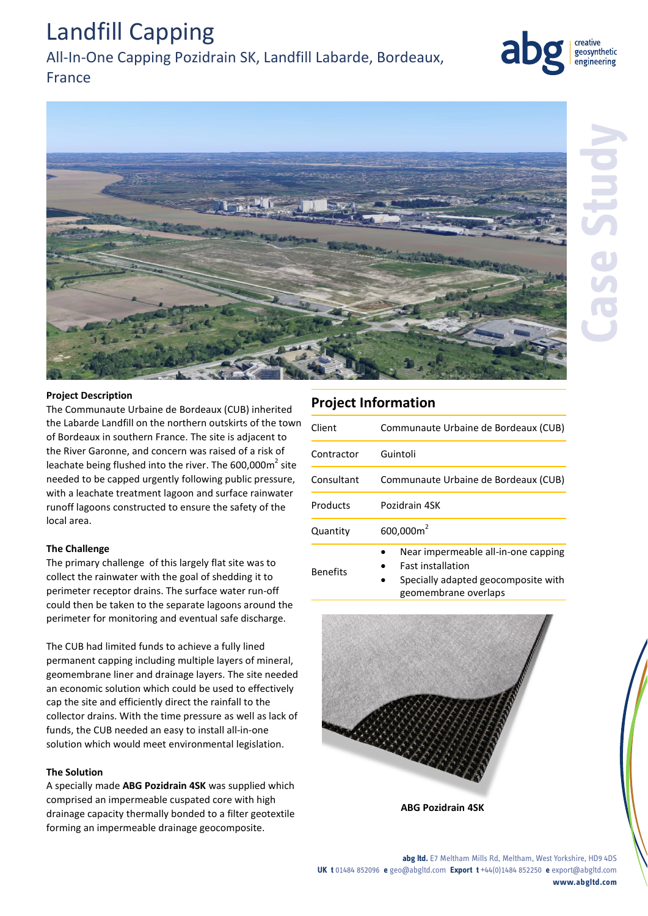# Landfill Capping

## All-In-One Capping Pozidrain SK, Landfill Labarde, Bordeaux, France

**Project Description**

The Communaute Urbaine de Bordeaux (CUB) inherited the Labarde Landfill on the northern outskirts of the town of Bordeaux in southern France. The site is adjacent to the River Garonne, and concern was raised of a risk of leachate being flushed into the river. The 600,000m$^2$ site needed to be capped urgently following public pressure, with a leachate treatment lagoon and surface rainwater runoff lagoons constructed to ensure the safety of the local area.

**The Challenge**

The primary challenge of this largely flat site was to collect the rainwater with the goal of shedding it to perimeter receptor drains. The surface water run-off could then be taken to the separate lagoons around the perimeter for monitoring and eventual safe discharge.

The CUB had limited funds to achieve a fully lined permanent capping including multiple layers of mineral, geomembrane liner and drainage layers. The site needed an economic solution which could be used to effectively cap the site and efficiently direct the rainfall to the collector drains. With the time pressure as well as lack of funds, the CUB needed an easy to install all-in-one solution which would meet environmental legislation.

**The Solution**

A specially made **ABG Pozidrain 4SK** was supplied which comprised an impermeable cuspated core with high drainage capacity thermally bonded to a filter geotextile forming an impermeable drainage geocomposite.

## Project Information

| | |
|---|---|
| Client | Communaute Urbaine de Bordeaux (CUB) |
| Contractor | Guintoli |
| Consultant | Communaute Urbaine de Bordeaux (CUB) |
| Products | Pozidrain 4SK |
| Quantity | 600,000m$^2$ |
| Benefits | • Near impermeable all-in-one capping<br>• Fast installation<br>• Specially adapted geocomposite with geomembrane overlaps |

**ABG Pozidrain 4SK**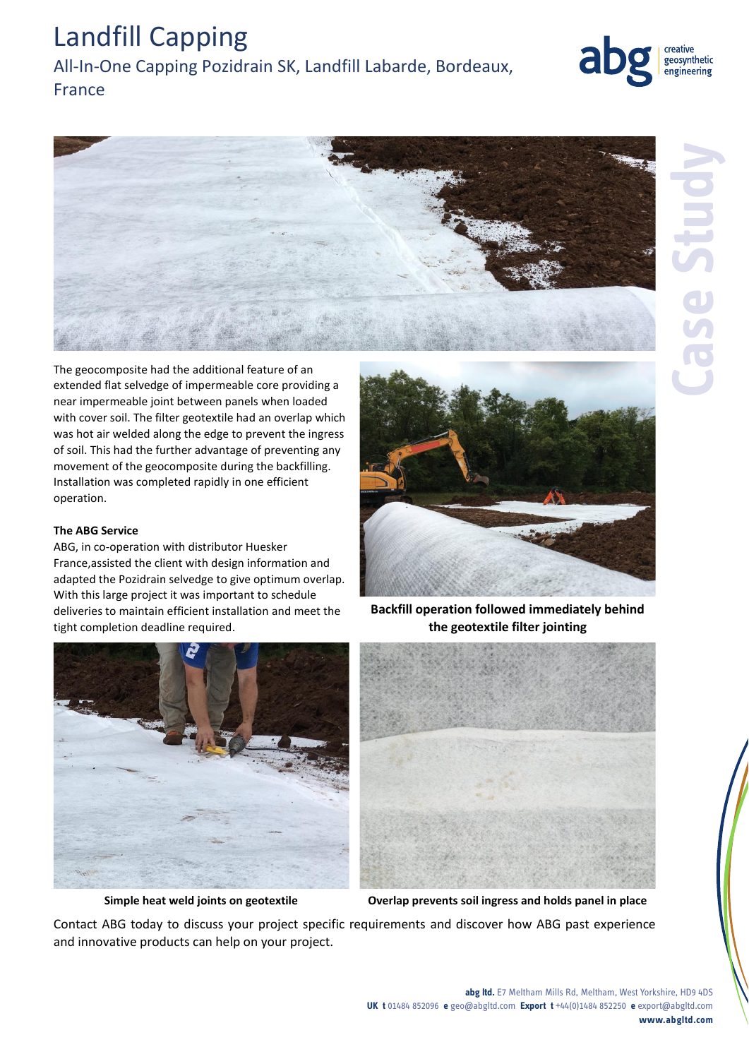# Landfill Capping

## All-In-One Capping Pozidrain SK, Landfill Labarde, Bordeaux, France

The geocomposite had the additional feature of an extended flat selvedge of impermeable core providing a near impermeable joint between panels when loaded with cover soil. The filter geotextile had an overlap which was hot air welded along the edge to prevent the ingress of soil. This had the further advantage of preventing any movement of the geocomposite during the backfilling. Installation was completed rapidly in one efficient operation.

**The ABG Service**

ABG, in co-operation with distributor Huesker France,assisted the client with design information and adapted the Pozidrain selvedge to give optimum overlap. With this large project it was important to schedule deliveries to maintain efficient installation and meet the tight completion deadline required.

**Backfill operation followed immediately behind the geotextile filter jointing**

**Simple heat weld joints on geotextile**

**Overlap prevents soil ingress and holds panel in place**

Contact ABG today to discuss your project specific requirements and discover how ABG past experience and innovative products can help on your project.

**abg ltd.** E7 Meltham Mills Rd, Meltham, West Yorkshire, HD9 4DS
**UK t** 01484 852096 **e** geo@abgltd.com **Export t** +44(0)1484 852250 **e** export@abgltd.com
**www.abgltd.com**